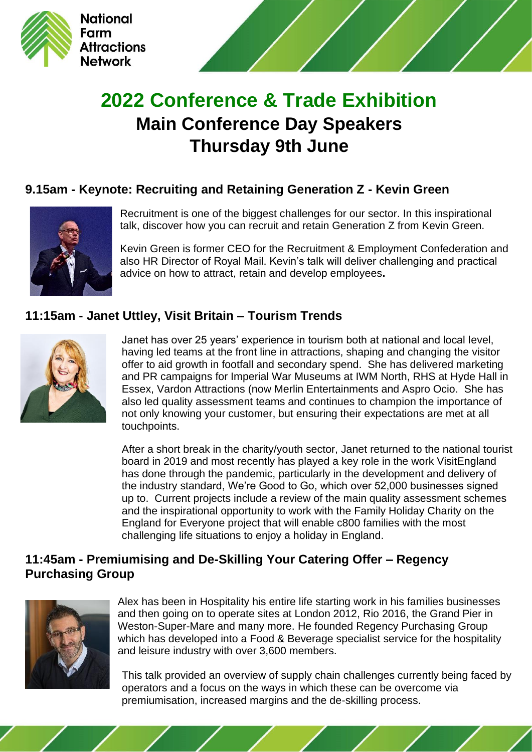National Farm Attractions Network

# 2022 Conference & Trade Exhibition

## Main Conference Day Speakers

## Thursday 9th June

### 9.15am - Keynote: Recruiting and Retaining Generation Z - Kevin Green

Recruitment is one of the biggest challenges for our sector. In this inspirational talk, discover how you can recruit and retain Generation Z from Kevin Green.

Kevin Green is former CEO for the Recruitment & Employment Confederation and also HR Director of Royal Mail. Kevin's talk will deliver challenging and practical advice on how to attract, retain and develop employees**.**

### 11:15am - Janet Uttley, Visit Britain – Tourism Trends

Janet has over 25 years' experience in tourism both at national and local level, having led teams at the front line in attractions, shaping and changing the visitor offer to aid growth in footfall and secondary spend. She has delivered marketing and PR campaigns for Imperial War Museums at IWM North, RHS at Hyde Hall in Essex, Vardon Attractions (now Merlin Entertainments and Aspro Ocio. She has also led quality assessment teams and continues to champion the importance of not only knowing your customer, but ensuring their expectations are met at all touchpoints.

After a short break in the charity/youth sector, Janet returned to the national tourist board in 2019 and most recently has played a key role in the work VisitEngland has done through the pandemic, particularly in the development and delivery of the industry standard, We're Good to Go, which over 52,000 businesses signed up to. Current projects include a review of the main quality assessment schemes and the inspirational opportunity to work with the Family Holiday Charity on the England for Everyone project that will enable c800 families with the most challenging life situations to enjoy a holiday in England.

### 11:45am - Premiumising and De-Skilling Your Catering Offer – Regency Purchasing Group

Alex has been in Hospitality his entire life starting work in his families businesses and then going on to operate sites at London 2012, Rio 2016, the Grand Pier in Weston-Super-Mare and many more. He founded Regency Purchasing Group which has developed into a Food & Beverage specialist service for the hospitality and leisure industry with over 3,600 members.

This talk provided an overview of supply chain challenges currently being faced by operators and a focus on the ways in which these can be overcome via premiumisation, increased margins and the de-skilling process.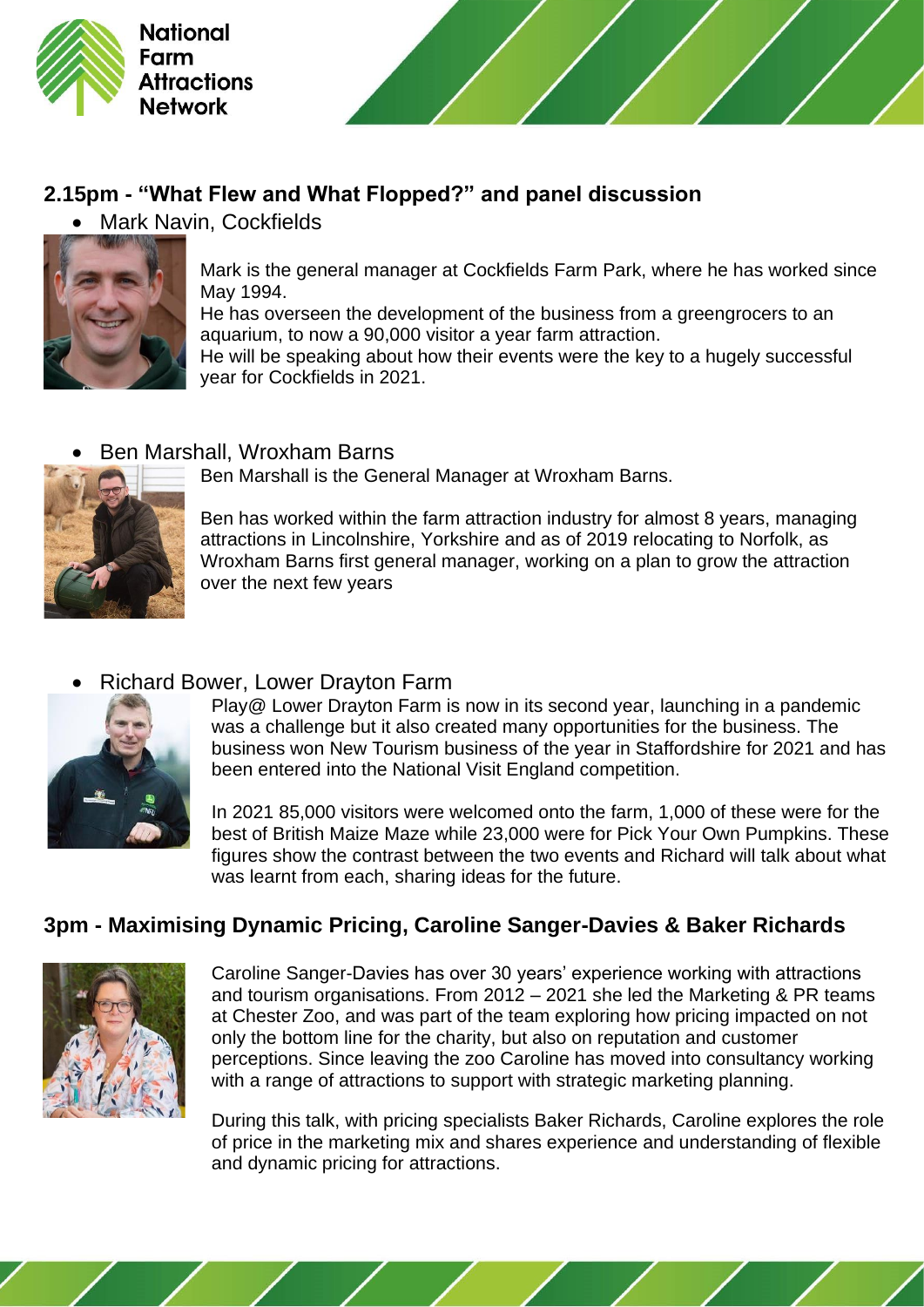## 2.15pm - "What Flew and What Flopped?" and panel discussion

- Mark Navin, Cockfields

Mark is the general manager at Cockfields Farm Park, where he has worked since May 1994.
He has overseen the development of the business from a greengrocers to an aquarium, to now a 90,000 visitor a year farm attraction.
He will be speaking about how their events were the key to a hugely successful year for Cockfields in 2021.

- Ben Marshall, Wroxham Barns

Ben Marshall is the General Manager at Wroxham Barns.

Ben has worked within the farm attraction industry for almost 8 years, managing attractions in Lincolnshire, Yorkshire and as of 2019 relocating to Norfolk, as Wroxham Barns first general manager, working on a plan to grow the attraction over the next few years

- Richard Bower, Lower Drayton Farm

Play@ Lower Drayton Farm is now in its second year, launching in a pandemic was a challenge but it also created many opportunities for the business. The business won New Tourism business of the year in Staffordshire for 2021 and has been entered into the National Visit England competition.

In 2021 85,000 visitors were welcomed onto the farm, 1,000 of these were for the best of British Maize Maze while 23,000 were for Pick Your Own Pumpkins. These figures show the contrast between the two events and Richard will talk about what was learnt from each, sharing ideas for the future.

## 3pm - Maximising Dynamic Pricing, Caroline Sanger-Davies & Baker Richards

Caroline Sanger-Davies has over 30 years' experience working with attractions and tourism organisations. From 2012 – 2021 she led the Marketing & PR teams at Chester Zoo, and was part of the team exploring how pricing impacted on not only the bottom line for the charity, but also on reputation and customer perceptions. Since leaving the zoo Caroline has moved into consultancy working with a range of attractions to support with strategic marketing planning.

During this talk, with pricing specialists Baker Richards, Caroline explores the role of price in the marketing mix and shares experience and understanding of flexible and dynamic pricing for attractions.